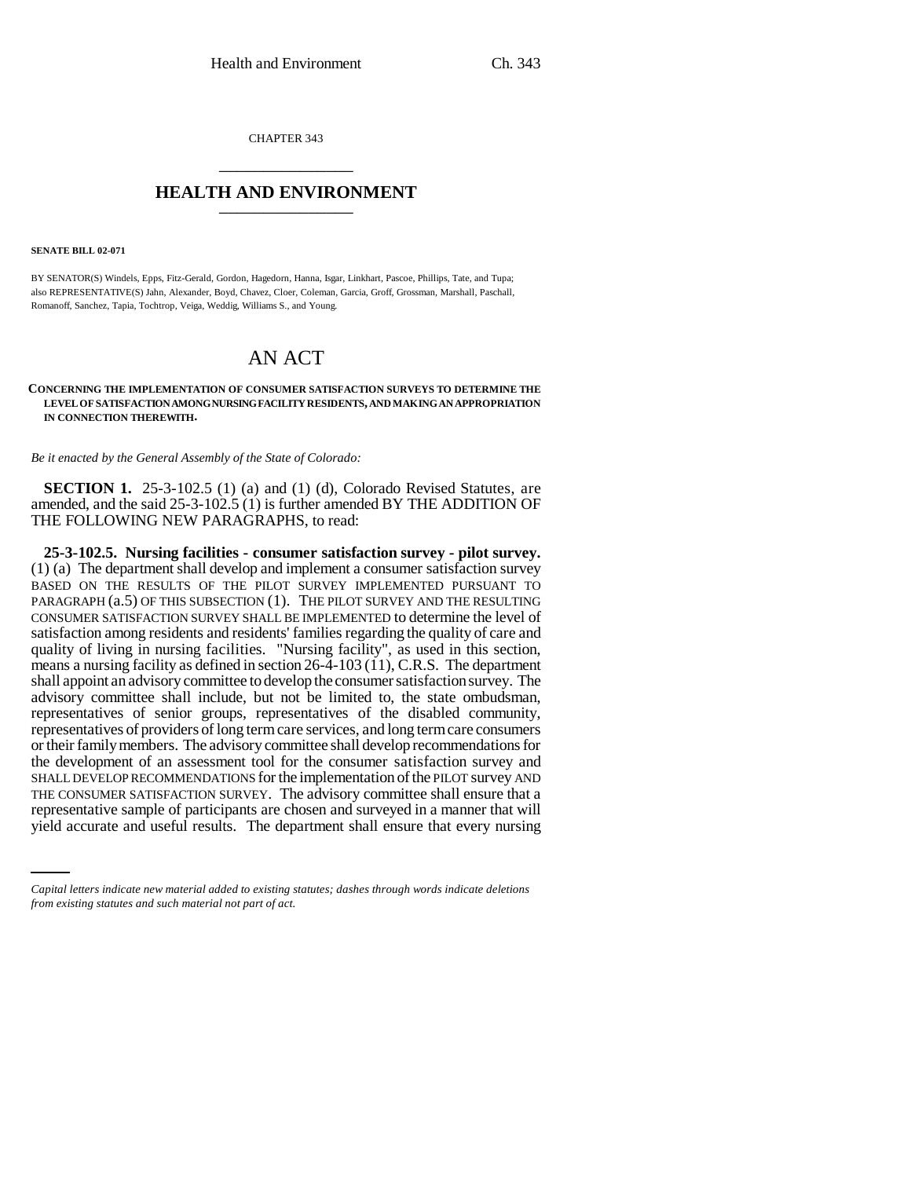CHAPTER 343

## HEALTH AND ENVIRONMENT

**SENATE BILL 02-071**

BY SENATOR(S) Windels, Epps, Fitz-Gerald, Gordon, Hagedorn, Hanna, Isgar, Linkhart, Pascoe, Phillips, Tate, and Tupa; also REPRESENTATIVE(S) Jahn, Alexander, Boyd, Chavez, Cloer, Coleman, Garcia, Groff, Grossman, Marshall, Paschall, Romanoff, Sanchez, Tapia, Tochtrop, Veiga, Weddig, Williams S., and Young.

# AN ACT

**CONCERNING THE IMPLEMENTATION OF CONSUMER SATISFACTION SURVEYS TO DETERMINE THE LEVEL OF SATISFACTION AMONG NURSING FACILITY RESIDENTS, AND MAKING AN APPROPRIATION IN CONNECTION THEREWITH.**

*Be it enacted by the General Assembly of the State of Colorado:*

**SECTION 1.** 25-3-102.5 (1) (a) and (1) (d), Colorado Revised Statutes, are amended, and the said 25-3-102.5 (1) is further amended BY THE ADDITION OF THE FOLLOWING NEW PARAGRAPHS, to read:

**25-3-102.5. Nursing facilities - consumer satisfaction survey - pilot survey.** (1) (a) The department shall develop and implement a consumer satisfaction survey BASED ON THE RESULTS OF THE PILOT SURVEY IMPLEMENTED PURSUANT TO PARAGRAPH (a.5) OF THIS SUBSECTION (1). THE PILOT SURVEY AND THE RESULTING CONSUMER SATISFACTION SURVEY SHALL BE IMPLEMENTED to determine the level of satisfaction among residents and residents' families regarding the quality of care and quality of living in nursing facilities. "Nursing facility", as used in this section, means a nursing facility as defined in section 26-4-103 (11), C.R.S. The department shall appoint an advisory committee to develop the consumer satisfaction survey. The advisory committee shall include, but not be limited to, the state ombudsman, representatives of senior groups, representatives of the disabled community, representatives of providers of long term care services, and long term care consumers or their family members. The advisory committee shall develop recommendations for the development of an assessment tool for the consumer satisfaction survey and SHALL DEVELOP RECOMMENDATIONS for the implementation of the PILOT survey AND THE CONSUMER SATISFACTION SURVEY. The advisory committee shall ensure that a representative sample of participants are chosen and surveyed in a manner that will yield accurate and useful results. The department shall ensure that every nursing

*Capital letters indicate new material added to existing statutes; dashes through words indicate deletions from existing statutes and such material not part of act.*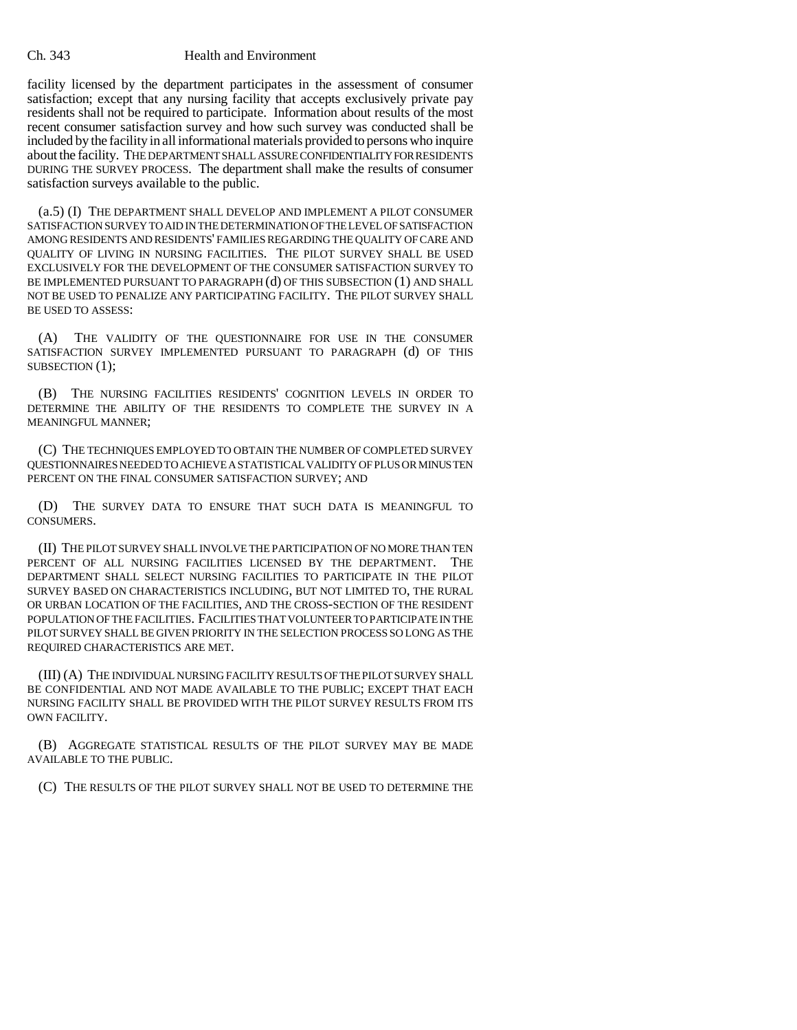facility licensed by the department participates in the assessment of consumer satisfaction; except that any nursing facility that accepts exclusively private pay residents shall not be required to participate. Information about results of the most recent consumer satisfaction survey and how such survey was conducted shall be included by the facility in all informational materials provided to persons who inquire about the facility. THE DEPARTMENT SHALL ASSURE CONFIDENTIALITY FOR RESIDENTS DURING THE SURVEY PROCESS. The department shall make the results of consumer satisfaction surveys available to the public.

(a.5) (I) THE DEPARTMENT SHALL DEVELOP AND IMPLEMENT A PILOT CONSUMER SATISFACTION SURVEY TO AID IN THE DETERMINATION OF THE LEVEL OF SATISFACTION AMONG RESIDENTS AND RESIDENTS' FAMILIES REGARDING THE QUALITY OF CARE AND QUALITY OF LIVING IN NURSING FACILITIES. THE PILOT SURVEY SHALL BE USED EXCLUSIVELY FOR THE DEVELOPMENT OF THE CONSUMER SATISFACTION SURVEY TO BE IMPLEMENTED PURSUANT TO PARAGRAPH (d) OF THIS SUBSECTION (1) AND SHALL NOT BE USED TO PENALIZE ANY PARTICIPATING FACILITY. THE PILOT SURVEY SHALL BE USED TO ASSESS:

(A) THE VALIDITY OF THE QUESTIONNAIRE FOR USE IN THE CONSUMER SATISFACTION SURVEY IMPLEMENTED PURSUANT TO PARAGRAPH (d) OF THIS SUBSECTION (1);

(B) THE NURSING FACILITIES RESIDENTS' COGNITION LEVELS IN ORDER TO DETERMINE THE ABILITY OF THE RESIDENTS TO COMPLETE THE SURVEY IN A MEANINGFUL MANNER;

(C) THE TECHNIQUES EMPLOYED TO OBTAIN THE NUMBER OF COMPLETED SURVEY QUESTIONNAIRES NEEDED TO ACHIEVE A STATISTICAL VALIDITY OF PLUS OR MINUS TEN PERCENT ON THE FINAL CONSUMER SATISFACTION SURVEY; AND

(D) THE SURVEY DATA TO ENSURE THAT SUCH DATA IS MEANINGFUL TO CONSUMERS.

(II) THE PILOT SURVEY SHALL INVOLVE THE PARTICIPATION OF NO MORE THAN TEN PERCENT OF ALL NURSING FACILITIES LICENSED BY THE DEPARTMENT. THE DEPARTMENT SHALL SELECT NURSING FACILITIES TO PARTICIPATE IN THE PILOT SURVEY BASED ON CHARACTERISTICS INCLUDING, BUT NOT LIMITED TO, THE RURAL OR URBAN LOCATION OF THE FACILITIES, AND THE CROSS-SECTION OF THE RESIDENT POPULATION OF THE FACILITIES. FACILITIES THAT VOLUNTEER TO PARTICIPATE IN THE PILOT SURVEY SHALL BE GIVEN PRIORITY IN THE SELECTION PROCESS SO LONG AS THE REQUIRED CHARACTERISTICS ARE MET.

(III) (A) THE INDIVIDUAL NURSING FACILITY RESULTS OF THE PILOT SURVEY SHALL BE CONFIDENTIAL AND NOT MADE AVAILABLE TO THE PUBLIC; EXCEPT THAT EACH NURSING FACILITY SHALL BE PROVIDED WITH THE PILOT SURVEY RESULTS FROM ITS OWN FACILITY.

(B) AGGREGATE STATISTICAL RESULTS OF THE PILOT SURVEY MAY BE MADE AVAILABLE TO THE PUBLIC.

(C) THE RESULTS OF THE PILOT SURVEY SHALL NOT BE USED TO DETERMINE THE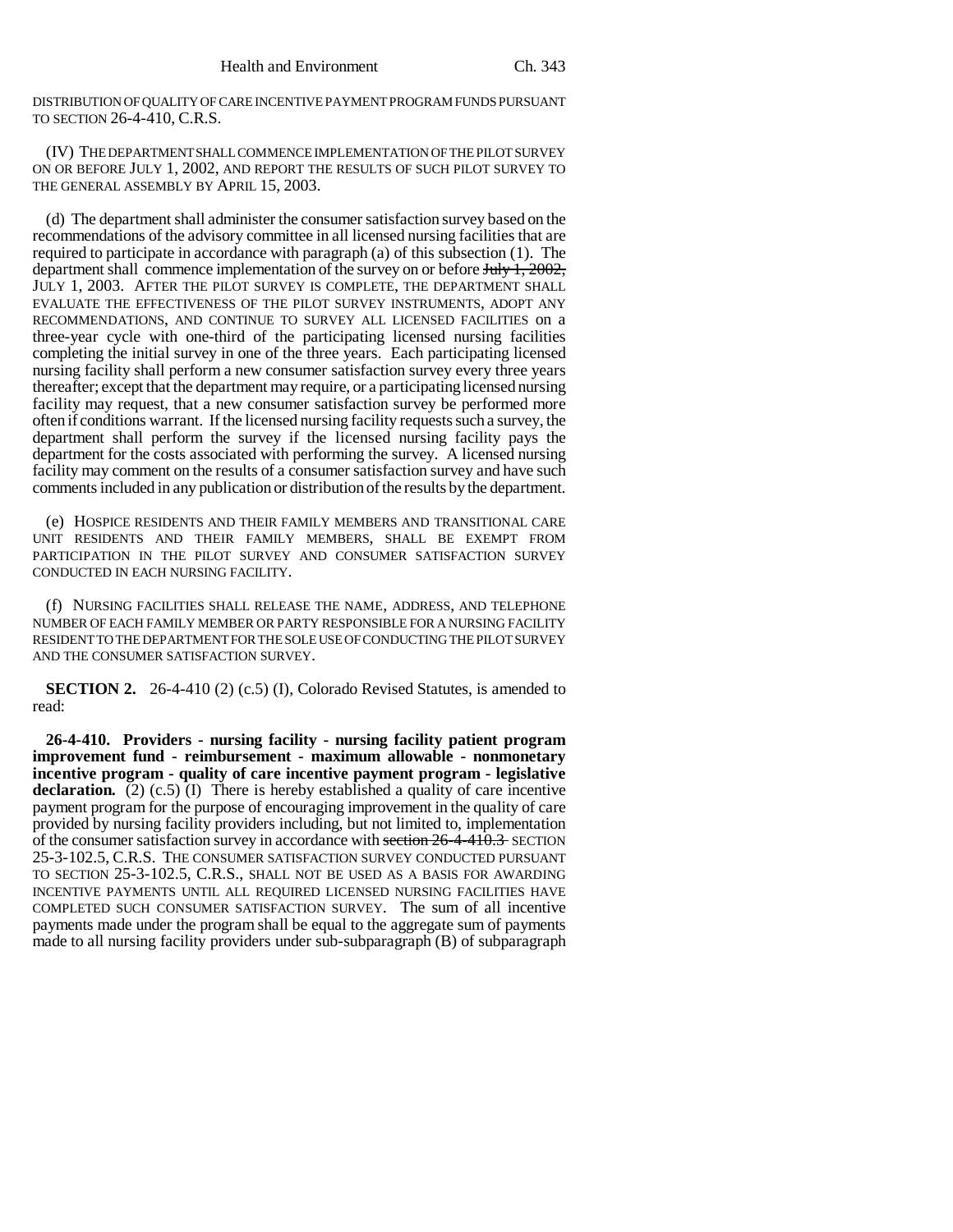DISTRIBUTION OF QUALITY OF CARE INCENTIVE PAYMENT PROGRAM FUNDS PURSUANT TO SECTION 26-4-410, C.R.S.

(IV) THE DEPARTMENT SHALL COMMENCE IMPLEMENTATION OF THE PILOT SURVEY ON OR BEFORE JULY 1, 2002, AND REPORT THE RESULTS OF SUCH PILOT SURVEY TO THE GENERAL ASSEMBLY BY APRIL 15, 2003.

(d) The department shall administer the consumer satisfaction survey based on the recommendations of the advisory committee in all licensed nursing facilities that are required to participate in accordance with paragraph (a) of this subsection (1). The department shall commence implementation of the survey on or before ~~July 1, 2002,~~ JULY 1, 2003. AFTER THE PILOT SURVEY IS COMPLETE, THE DEPARTMENT SHALL EVALUATE THE EFFECTIVENESS OF THE PILOT SURVEY INSTRUMENTS, ADOPT ANY RECOMMENDATIONS, AND CONTINUE TO SURVEY ALL LICENSED FACILITIES on a three-year cycle with one-third of the participating licensed nursing facilities completing the initial survey in one of the three years. Each participating licensed nursing facility shall perform a new consumer satisfaction survey every three years thereafter; except that the department may require, or a participating licensed nursing facility may request, that a new consumer satisfaction survey be performed more often if conditions warrant. If the licensed nursing facility requests such a survey, the department shall perform the survey if the licensed nursing facility pays the department for the costs associated with performing the survey. A licensed nursing facility may comment on the results of a consumer satisfaction survey and have such comments included in any publication or distribution of the results by the department.

(e) HOSPICE RESIDENTS AND THEIR FAMILY MEMBERS AND TRANSITIONAL CARE UNIT RESIDENTS AND THEIR FAMILY MEMBERS, SHALL BE EXEMPT FROM PARTICIPATION IN THE PILOT SURVEY AND CONSUMER SATISFACTION SURVEY CONDUCTED IN EACH NURSING FACILITY.

(f) NURSING FACILITIES SHALL RELEASE THE NAME, ADDRESS, AND TELEPHONE NUMBER OF EACH FAMILY MEMBER OR PARTY RESPONSIBLE FOR A NURSING FACILITY RESIDENT TO THE DEPARTMENT FOR THE SOLE USE OF CONDUCTING THE PILOT SURVEY AND THE CONSUMER SATISFACTION SURVEY.

**SECTION 2.** 26-4-410 (2) (c.5) (I), Colorado Revised Statutes, is amended to read:

**26-4-410. Providers - nursing facility - nursing facility patient program improvement fund - reimbursement - maximum allowable - nonmonetary incentive program - quality of care incentive payment program - legislative declaration.** (2) (c.5) (I) There is hereby established a quality of care incentive payment program for the purpose of encouraging improvement in the quality of care provided by nursing facility providers including, but not limited to, implementation of the consumer satisfaction survey in accordance with ~~section 26-4-410.3~~ SECTION 25-3-102.5, C.R.S. THE CONSUMER SATISFACTION SURVEY CONDUCTED PURSUANT TO SECTION 25-3-102.5, C.R.S., SHALL NOT BE USED AS A BASIS FOR AWARDING INCENTIVE PAYMENTS UNTIL ALL REQUIRED LICENSED NURSING FACILITIES HAVE COMPLETED SUCH CONSUMER SATISFACTION SURVEY. The sum of all incentive payments made under the program shall be equal to the aggregate sum of payments made to all nursing facility providers under sub-subparagraph (B) of subparagraph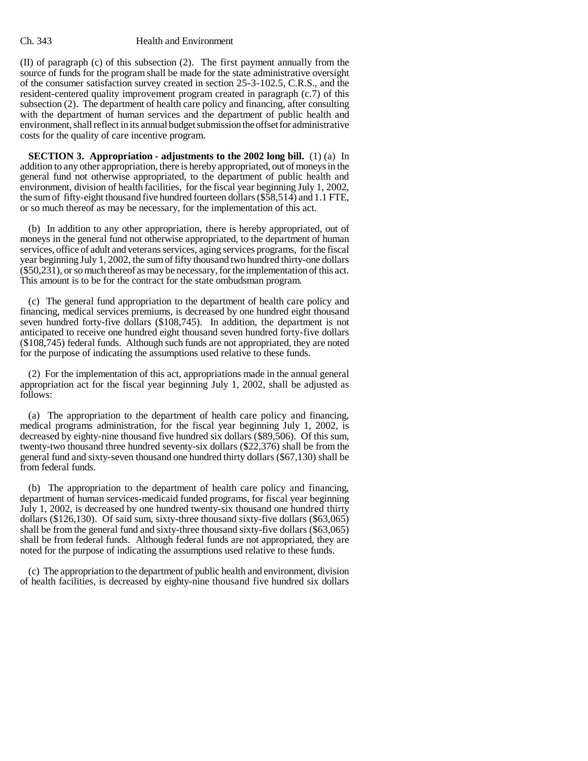(II) of paragraph (c) of this subsection (2). The first payment annually from the source of funds for the program shall be made for the state administrative oversight of the consumer satisfaction survey created in section 25-3-102.5, C.R.S., and the resident-centered quality improvement program created in paragraph (c.7) of this subsection (2). The department of health care policy and financing, after consulting with the department of human services and the department of public health and environment, shall reflect in its annual budget submission the offset for administrative costs for the quality of care incentive program.

**SECTION 3. Appropriation - adjustments to the 2002 long bill.** (1) (a) In addition to any other appropriation, there is hereby appropriated, out of moneys in the general fund not otherwise appropriated, to the department of public health and environment, division of health facilities, for the fiscal year beginning July 1, 2002, the sum of fifty-eight thousand five hundred fourteen dollars ($58,514) and 1.1 FTE, or so much thereof as may be necessary, for the implementation of this act.

(b) In addition to any other appropriation, there is hereby appropriated, out of moneys in the general fund not otherwise appropriated, to the department of human services, office of adult and veterans services, aging services programs, for the fiscal year beginning July 1, 2002, the sum of fifty thousand two hundred thirty-one dollars ($50,231), or so much thereof as may be necessary, for the implementation of this act. This amount is to be for the contract for the state ombudsman program.

(c) The general fund appropriation to the department of health care policy and financing, medical services premiums, is decreased by one hundred eight thousand seven hundred forty-five dollars ($108,745). In addition, the department is not anticipated to receive one hundred eight thousand seven hundred forty-five dollars ($108,745) federal funds. Although such funds are not appropriated, they are noted for the purpose of indicating the assumptions used relative to these funds.

(2) For the implementation of this act, appropriations made in the annual general appropriation act for the fiscal year beginning July 1, 2002, shall be adjusted as follows:

(a) The appropriation to the department of health care policy and financing, medical programs administration, for the fiscal year beginning July 1, 2002, is decreased by eighty-nine thousand five hundred six dollars ($89,506). Of this sum, twenty-two thousand three hundred seventy-six dollars ($22,376) shall be from the general fund and sixty-seven thousand one hundred thirty dollars ($67,130) shall be from federal funds.

(b) The appropriation to the department of health care policy and financing, department of human services-medicaid funded programs, for fiscal year beginning July 1, 2002, is decreased by one hundred twenty-six thousand one hundred thirty dollars ($126,130). Of said sum, sixty-three thousand sixty-five dollars ($63,065) shall be from the general fund and sixty-three thousand sixty-five dollars ($63,065) shall be from federal funds. Although federal funds are not appropriated, they are noted for the purpose of indicating the assumptions used relative to these funds.

(c) The appropriation to the department of public health and environment, division of health facilities, is decreased by eighty-nine thousand five hundred six dollars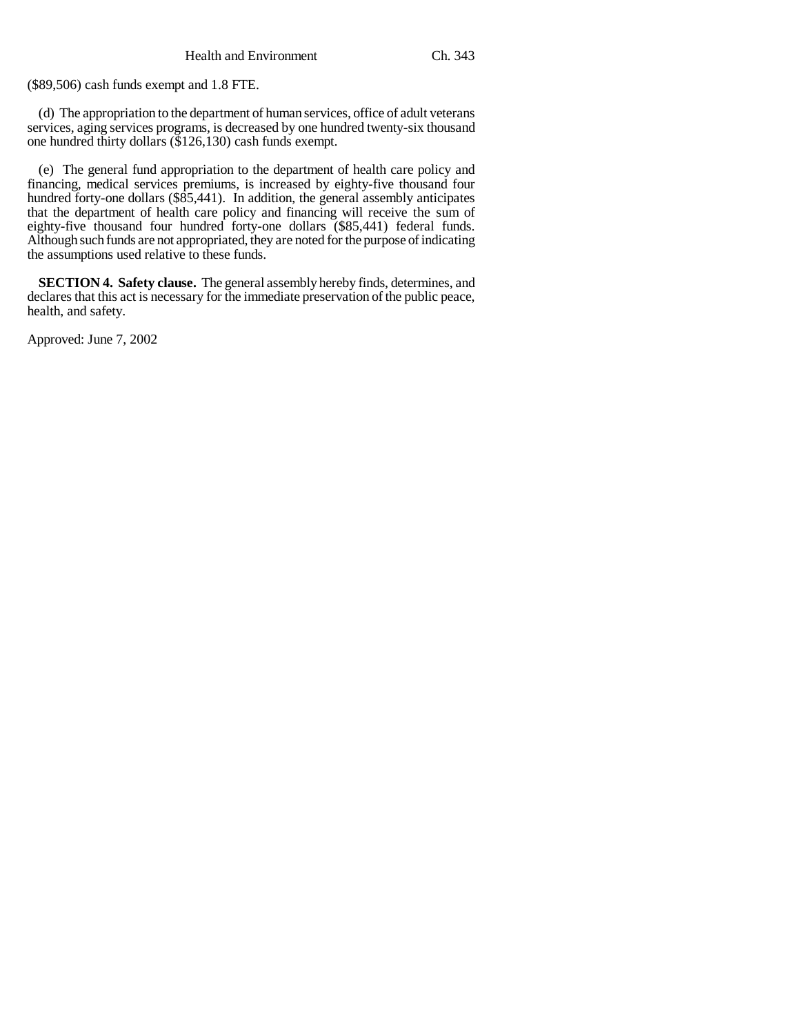($89,506) cash funds exempt and 1.8 FTE.

(d) The appropriation to the department of human services, office of adult veterans services, aging services programs, is decreased by one hundred twenty-six thousand one hundred thirty dollars ($126,130) cash funds exempt.

(e) The general fund appropriation to the department of health care policy and financing, medical services premiums, is increased by eighty-five thousand four hundred forty-one dollars ($85,441). In addition, the general assembly anticipates that the department of health care policy and financing will receive the sum of eighty-five thousand four hundred forty-one dollars ($85,441) federal funds. Although such funds are not appropriated, they are noted for the purpose of indicating the assumptions used relative to these funds.

**SECTION 4. Safety clause.** The general assembly hereby finds, determines, and declares that this act is necessary for the immediate preservation of the public peace, health, and safety.

Approved: June 7, 2002